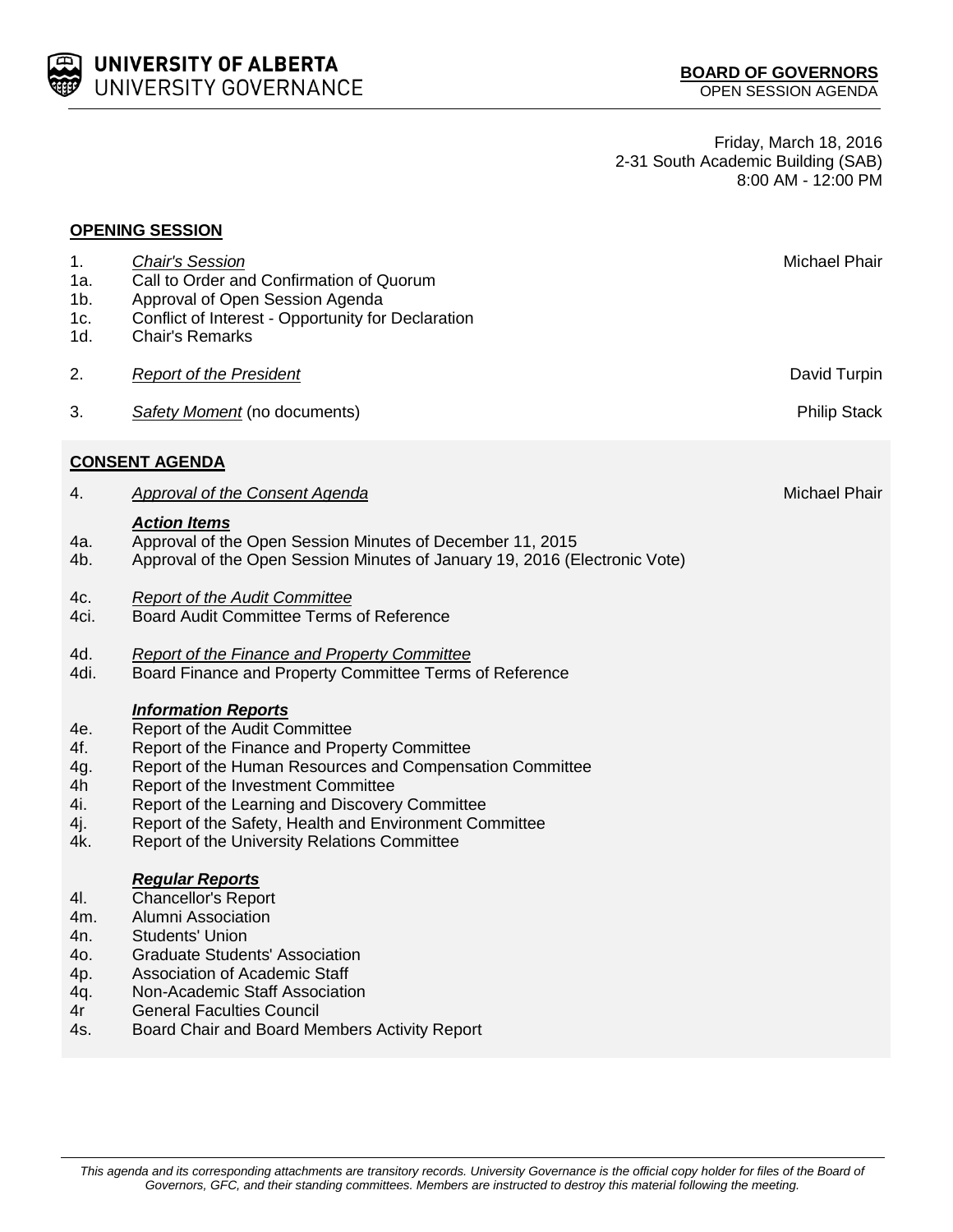**UNIVERSITY OF ALBERTA**
UNIVERSITY GOVERNANCE

**BOARD OF GOVERNORS**
OPEN SESSION AGENDA

Friday, March 18, 2016
2-31 South Academic Building (SAB)
8:00 AM - 12:00 PM

## OPENING SESSION

1. *Chair's Session* — Michael Phair
   - 1a. Call to Order and Confirmation of Quorum
   - 1b. Approval of Open Session Agenda
   - 1c. Conflict of Interest - Opportunity for Declaration
   - 1d. Chair's Remarks

2. *Report of the President* — David Turpin

3. *Safety Moment* (no documents) — Philip Stack

## CONSENT AGENDA

4. *Approval of the Consent Agenda* — Michael Phair

### *Action Items*

- 4a. Approval of the Open Session Minutes of December 11, 2015
- 4b. Approval of the Open Session Minutes of January 19, 2016 (Electronic Vote)
- 4c. *Report of the Audit Committee*
- 4ci. Board Audit Committee Terms of Reference
- 4d. *Report of the Finance and Property Committee*
- 4di. Board Finance and Property Committee Terms of Reference

### *Information Reports*

- 4e. Report of the Audit Committee
- 4f. Report of the Finance and Property Committee
- 4g. Report of the Human Resources and Compensation Committee
- 4h Report of the Investment Committee
- 4i. Report of the Learning and Discovery Committee
- 4j. Report of the Safety, Health and Environment Committee
- 4k. Report of the University Relations Committee

### *Regular Reports*

- 4l. Chancellor's Report
- 4m. Alumni Association
- 4n. Students' Union
- 4o. Graduate Students' Association
- 4p. Association of Academic Staff
- 4q. Non-Academic Staff Association
- 4r General Faculties Council
- 4s. Board Chair and Board Members Activity Report

*This agenda and its corresponding attachments are transitory records. University Governance is the official copy holder for files of the Board of Governors, GFC, and their standing committees. Members are instructed to destroy this material following the meeting.*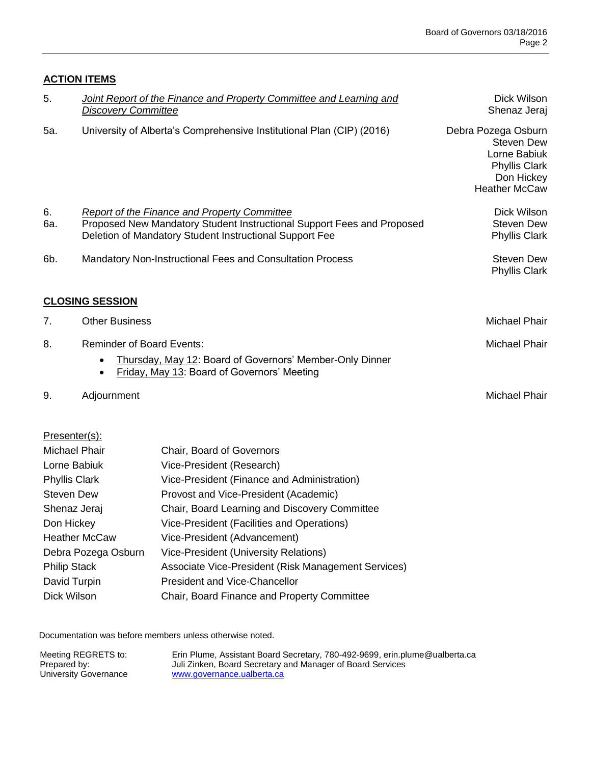## ACTION ITEMS

| | | |
|---|---|---|
| 5. | *Joint Report of the Finance and Property Committee and Learning and Discovery Committee* | Dick Wilson<br>Shenaz Jeraj |
| 5a. | University of Alberta's Comprehensive Institutional Plan (CIP) (2016) | Debra Pozega Osburn<br>Steven Dew<br>Lorne Babiuk<br>Phyllis Clark<br>Don Hickey<br>Heather McCaw |
| 6. | *Report of the Finance and Property Committee* | Dick Wilson |
| 6a. | Proposed New Mandatory Student Instructional Support Fees and Proposed Deletion of Mandatory Student Instructional Support Fee | Steven Dew<br>Phyllis Clark |
| 6b. | Mandatory Non-Instructional Fees and Consultation Process | Steven Dew<br>Phyllis Clark |

## CLOSING SESSION

| | | |
|---|---|---|
| 7. | Other Business | Michael Phair |
| 8. | Reminder of Board Events:<br>• Thursday, May 12: Board of Governors' Member-Only Dinner<br>• Friday, May 13: Board of Governors' Meeting | Michael Phair |
| 9. | Adjournment | Michael Phair |

Presenter(s):

| | |
|---|---|
| Michael Phair | Chair, Board of Governors |
| Lorne Babiuk | Vice-President (Research) |
| Phyllis Clark | Vice-President (Finance and Administration) |
| Steven Dew | Provost and Vice-President (Academic) |
| Shenaz Jeraj | Chair, Board Learning and Discovery Committee |
| Don Hickey | Vice-President (Facilities and Operations) |
| Heather McCaw | Vice-President (Advancement) |
| Debra Pozega Osburn | Vice-President (University Relations) |
| Philip Stack | Associate Vice-President (Risk Management Services) |
| David Turpin | President and Vice-Chancellor |
| Dick Wilson | Chair, Board Finance and Property Committee |

Documentation was before members unless otherwise noted.

| | |
|---|---|
| Meeting REGRETS to: | Erin Plume, Assistant Board Secretary, 780-492-9699, erin.plume@ualberta.ca |
| Prepared by: | Juli Zinken, Board Secretary and Manager of Board Services |
| University Governance | www.governance.ualberta.ca |